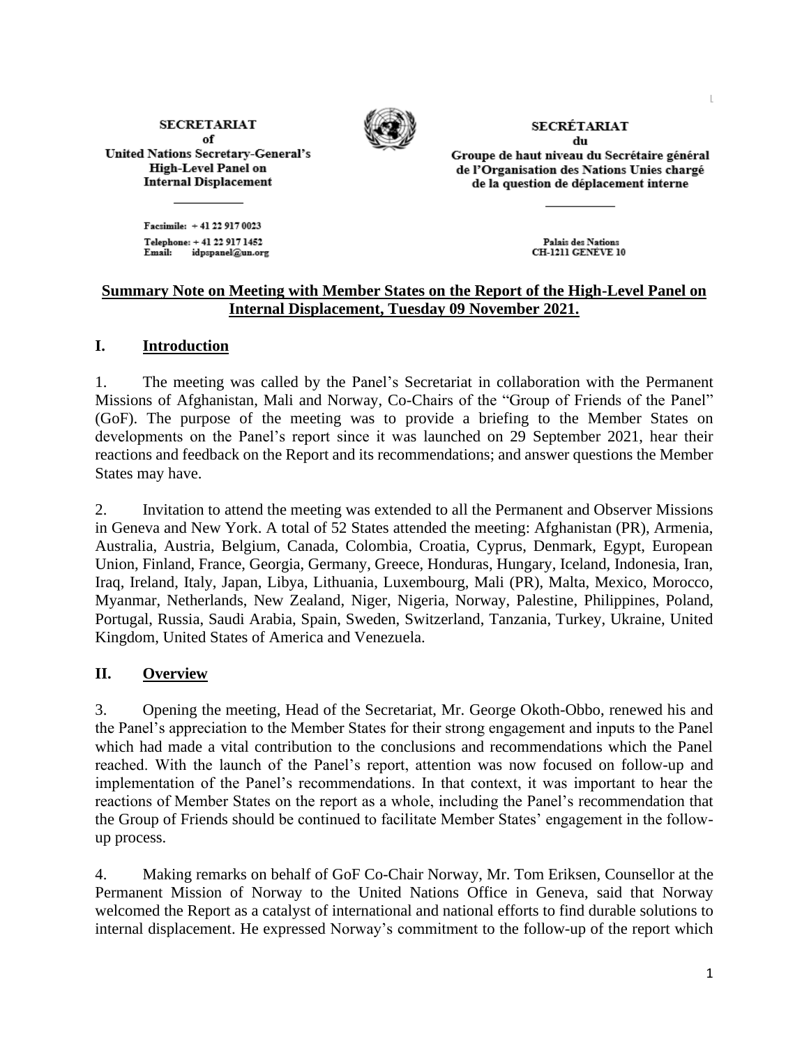**SECRETARIAT**
**of**
**United Nations Secretary-General's High-Level Panel on Internal Displacement**

Facsimile: + 41 22 917 0023
Telephone: + 41 22 917 1452
Email: idpspanel@un.org

**SECRÉTARIAT**
**du**
**Groupe de haut niveau du Secrétaire général de l'Organisation des Nations Unies chargé de la question de déplacement interne**

Palais des Nations
CH-1211 GENÈVE 10

**Summary Note on Meeting with Member States on the Report of the High-Level Panel on Internal Displacement, Tuesday 09 November 2021.**

## I. Introduction

1. The meeting was called by the Panel's Secretariat in collaboration with the Permanent Missions of Afghanistan, Mali and Norway, Co-Chairs of the "Group of Friends of the Panel" (GoF). The purpose of the meeting was to provide a briefing to the Member States on developments on the Panel's report since it was launched on 29 September 2021, hear their reactions and feedback on the Report and its recommendations; and answer questions the Member States may have.

2. Invitation to attend the meeting was extended to all the Permanent and Observer Missions in Geneva and New York. A total of 52 States attended the meeting: Afghanistan (PR), Armenia, Australia, Austria, Belgium, Canada, Colombia, Croatia, Cyprus, Denmark, Egypt, European Union, Finland, France, Georgia, Germany, Greece, Honduras, Hungary, Iceland, Indonesia, Iran, Iraq, Ireland, Italy, Japan, Libya, Lithuania, Luxembourg, Mali (PR), Malta, Mexico, Morocco, Myanmar, Netherlands, New Zealand, Niger, Nigeria, Norway, Palestine, Philippines, Poland, Portugal, Russia, Saudi Arabia, Spain, Sweden, Switzerland, Tanzania, Turkey, Ukraine, United Kingdom, United States of America and Venezuela.

## II. Overview

3. Opening the meeting, Head of the Secretariat, Mr. George Okoth-Obbo, renewed his and the Panel's appreciation to the Member States for their strong engagement and inputs to the Panel which had made a vital contribution to the conclusions and recommendations which the Panel reached. With the launch of the Panel's report, attention was now focused on follow-up and implementation of the Panel's recommendations. In that context, it was important to hear the reactions of Member States on the report as a whole, including the Panel's recommendation that the Group of Friends should be continued to facilitate Member States' engagement in the follow-up process.

4. Making remarks on behalf of GoF Co-Chair Norway, Mr. Tom Eriksen, Counsellor at the Permanent Mission of Norway to the United Nations Office in Geneva, said that Norway welcomed the Report as a catalyst of international and national efforts to find durable solutions to internal displacement. He expressed Norway's commitment to the follow-up of the report which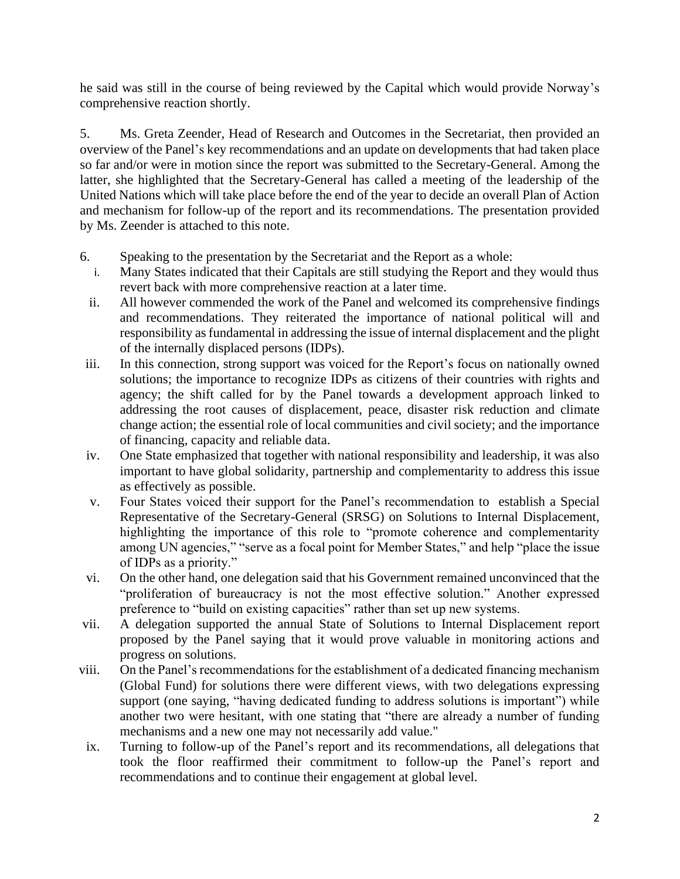he said was still in the course of being reviewed by the Capital which would provide Norway's comprehensive reaction shortly.

5. Ms. Greta Zeender, Head of Research and Outcomes in the Secretariat, then provided an overview of the Panel's key recommendations and an update on developments that had taken place so far and/or were in motion since the report was submitted to the Secretary-General. Among the latter, she highlighted that the Secretary-General has called a meeting of the leadership of the United Nations which will take place before the end of the year to decide an overall Plan of Action and mechanism for follow-up of the report and its recommendations. The presentation provided by Ms. Zeender is attached to this note.

6. Speaking to the presentation by the Secretariat and the Report as a whole:

i. Many States indicated that their Capitals are still studying the Report and they would thus revert back with more comprehensive reaction at a later time.

ii. All however commended the work of the Panel and welcomed its comprehensive findings and recommendations. They reiterated the importance of national political will and responsibility as fundamental in addressing the issue of internal displacement and the plight of the internally displaced persons (IDPs).

iii. In this connection, strong support was voiced for the Report's focus on nationally owned solutions; the importance to recognize IDPs as citizens of their countries with rights and agency; the shift called for by the Panel towards a development approach linked to addressing the root causes of displacement, peace, disaster risk reduction and climate change action; the essential role of local communities and civil society; and the importance of financing, capacity and reliable data.

iv. One State emphasized that together with national responsibility and leadership, it was also important to have global solidarity, partnership and complementarity to address this issue as effectively as possible.

v. Four States voiced their support for the Panel's recommendation to establish a Special Representative of the Secretary-General (SRSG) on Solutions to Internal Displacement, highlighting the importance of this role to "promote coherence and complementarity among UN agencies," "serve as a focal point for Member States," and help "place the issue of IDPs as a priority."

vi. On the other hand, one delegation said that his Government remained unconvinced that the "proliferation of bureaucracy is not the most effective solution." Another expressed preference to "build on existing capacities" rather than set up new systems.

vii. A delegation supported the annual State of Solutions to Internal Displacement report proposed by the Panel saying that it would prove valuable in monitoring actions and progress on solutions.

viii. On the Panel's recommendations for the establishment of a dedicated financing mechanism (Global Fund) for solutions there were different views, with two delegations expressing support (one saying, "having dedicated funding to address solutions is important") while another two were hesitant, with one stating that "there are already a number of funding mechanisms and a new one may not necessarily add value."

ix. Turning to follow-up of the Panel's report and its recommendations, all delegations that took the floor reaffirmed their commitment to follow-up the Panel's report and recommendations and to continue their engagement at global level.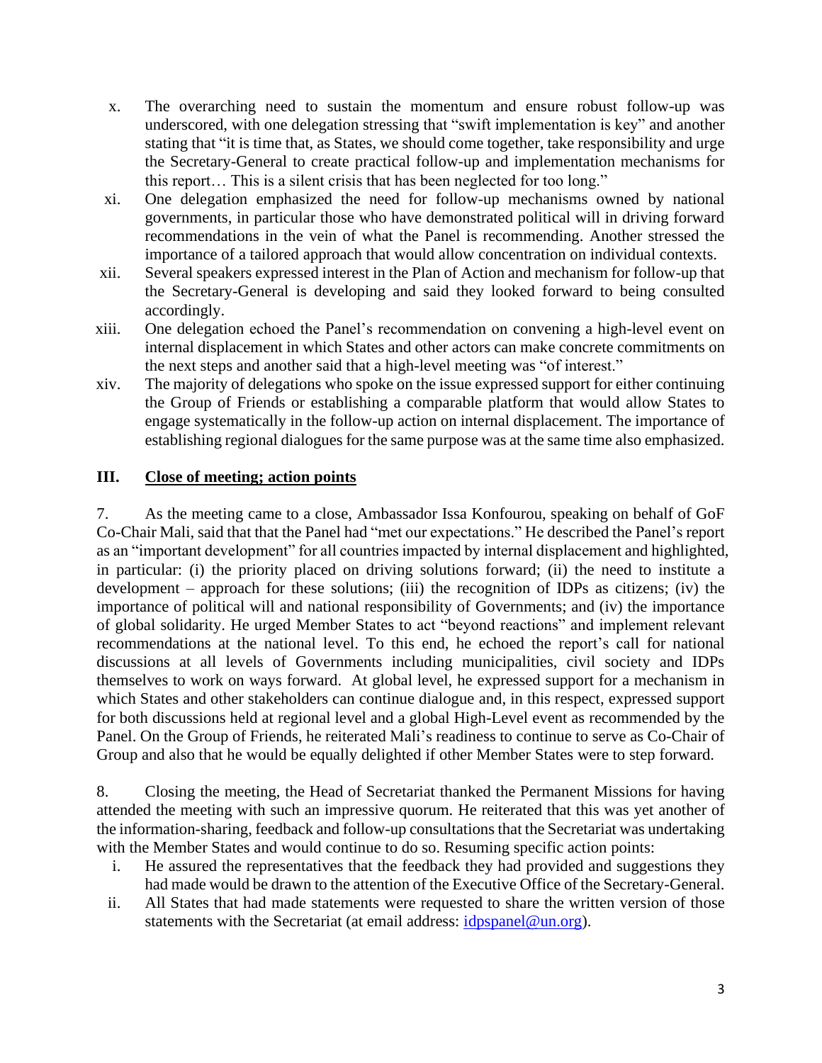x. The overarching need to sustain the momentum and ensure robust follow-up was underscored, with one delegation stressing that "swift implementation is key" and another stating that "it is time that, as States, we should come together, take responsibility and urge the Secretary-General to create practical follow-up and implementation mechanisms for this report… This is a silent crisis that has been neglected for too long."

xi. One delegation emphasized the need for follow-up mechanisms owned by national governments, in particular those who have demonstrated political will in driving forward recommendations in the vein of what the Panel is recommending. Another stressed the importance of a tailored approach that would allow concentration on individual contexts.

xii. Several speakers expressed interest in the Plan of Action and mechanism for follow-up that the Secretary-General is developing and said they looked forward to being consulted accordingly.

xiii. One delegation echoed the Panel's recommendation on convening a high-level event on internal displacement in which States and other actors can make concrete commitments on the next steps and another said that a high-level meeting was "of interest."

xiv. The majority of delegations who spoke on the issue expressed support for either continuing the Group of Friends or establishing a comparable platform that would allow States to engage systematically in the follow-up action on internal displacement. The importance of establishing regional dialogues for the same purpose was at the same time also emphasized.

## III. <u>Close of meeting; action points</u>

7. As the meeting came to a close, Ambassador Issa Konfourou, speaking on behalf of GoF Co-Chair Mali, said that that the Panel had "met our expectations." He described the Panel's report as an "important development" for all countries impacted by internal displacement and highlighted, in particular: (i) the priority placed on driving solutions forward; (ii) the need to institute a development – approach for these solutions; (iii) the recognition of IDPs as citizens; (iv) the importance of political will and national responsibility of Governments; and (iv) the importance of global solidarity. He urged Member States to act "beyond reactions" and implement relevant recommendations at the national level. To this end, he echoed the report's call for national discussions at all levels of Governments including municipalities, civil society and IDPs themselves to work on ways forward. At global level, he expressed support for a mechanism in which States and other stakeholders can continue dialogue and, in this respect, expressed support for both discussions held at regional level and a global High-Level event as recommended by the Panel. On the Group of Friends, he reiterated Mali's readiness to continue to serve as Co-Chair of Group and also that he would be equally delighted if other Member States were to step forward.

8. Closing the meeting, the Head of Secretariat thanked the Permanent Missions for having attended the meeting with such an impressive quorum. He reiterated that this was yet another of the information-sharing, feedback and follow-up consultations that the Secretariat was undertaking with the Member States and would continue to do so. Resuming specific action points:

i. He assured the representatives that the feedback they had provided and suggestions they had made would be drawn to the attention of the Executive Office of the Secretary-General.

ii. All States that had made statements were requested to share the written version of those statements with the Secretariat (at email address: [idpspanel@un.org](mailto:idpspanel@un.org)).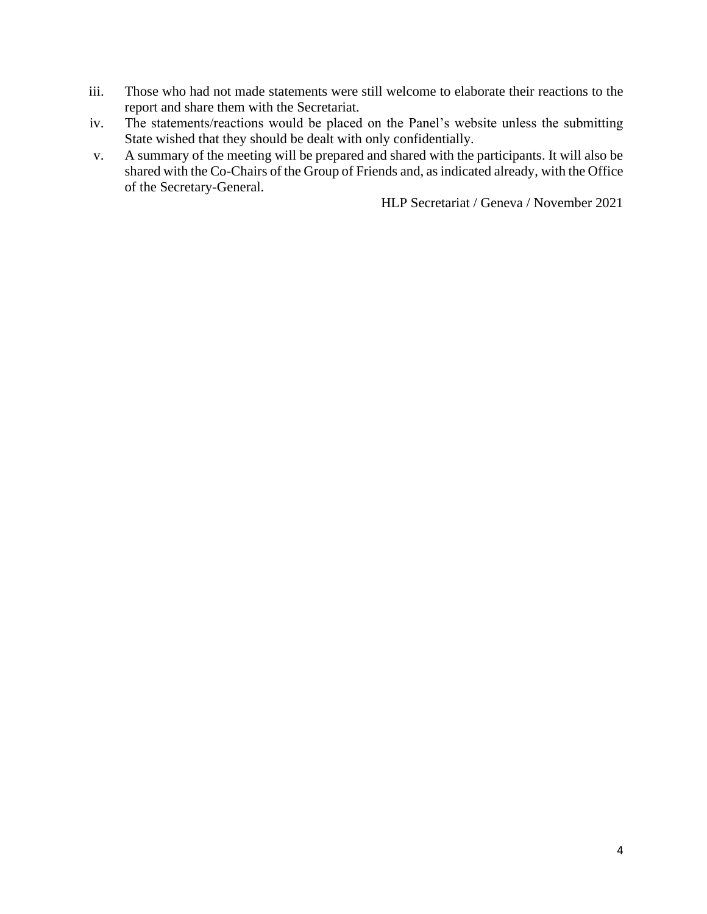iii. Those who had not made statements were still welcome to elaborate their reactions to the report and share them with the Secretariat.

iv. The statements/reactions would be placed on the Panel's website unless the submitting State wished that they should be dealt with only confidentially.

v. A summary of the meeting will be prepared and shared with the participants. It will also be shared with the Co-Chairs of the Group of Friends and, as indicated already, with the Office of the Secretary-General.

HLP Secretariat / Geneva / November 2021